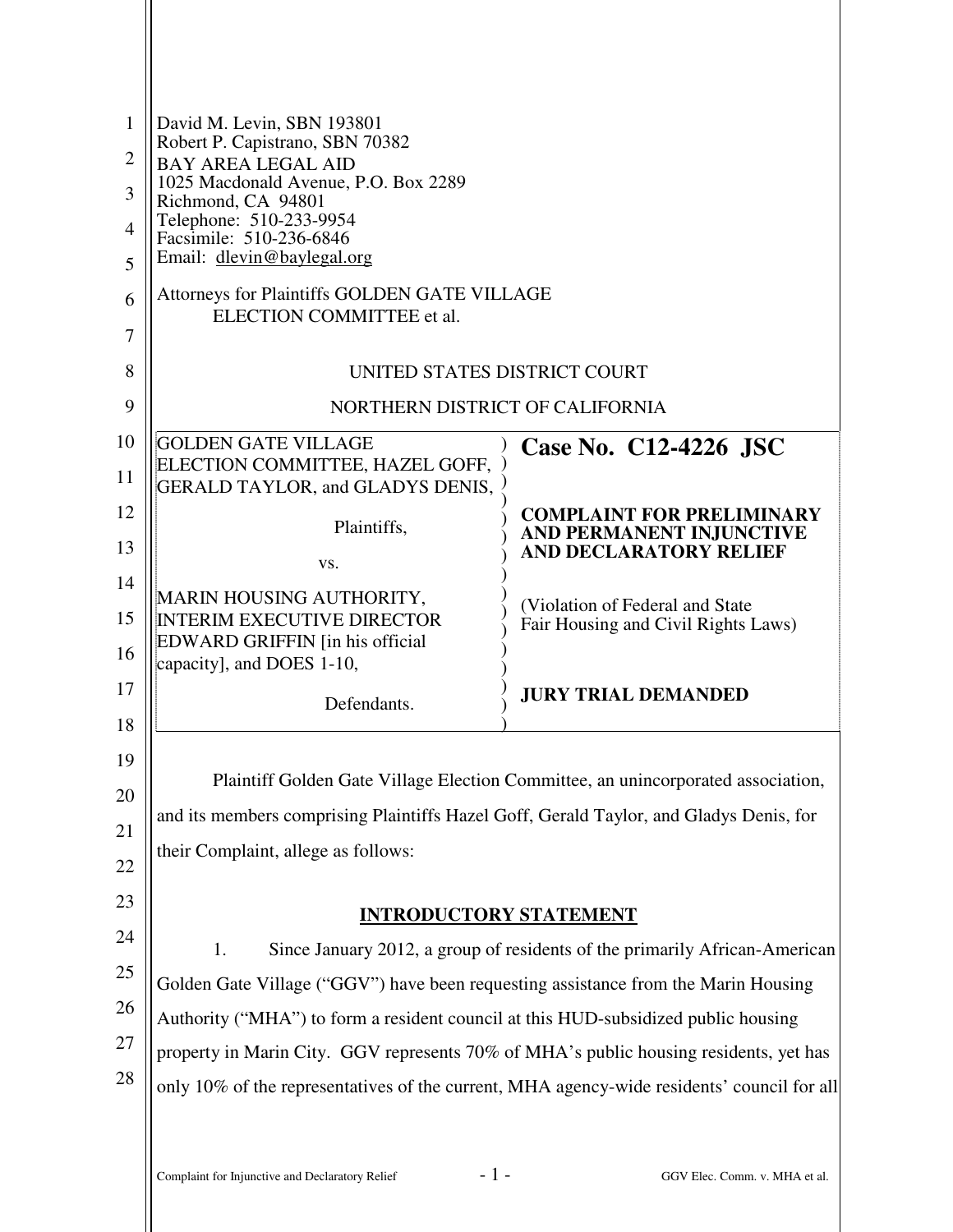David M. Levin, SBN 193801
Robert P. Capistrano, SBN 70382
BAY AREA LEGAL AID
1025 Macdonald Avenue, P.O. Box 2289
Richmond, CA 94801
Telephone: 510-233-9954
Facsimile: 510-236-6846
Email: dlevin@baylegal.org

Attorneys for Plaintiffs GOLDEN GATE VILLAGE ELECTION COMMITTEE et al.

UNITED STATES DISTRICT COURT

NORTHERN DISTRICT OF CALIFORNIA

| | |
|---|---|
| GOLDEN GATE VILLAGE ELECTION COMMITTEE, HAZEL GOFF, GERALD TAYLOR, and GLADYS DENIS,<br><br>Plaintiffs,<br><br>vs.<br><br>MARIN HOUSING AUTHORITY, INTERIM EXECUTIVE DIRECTOR EDWARD GRIFFIN [in his official capacity], and DOES 1-10,<br><br>Defendants. | **Case No. C12-4226 JSC**<br><br>**COMPLAINT FOR PRELIMINARY AND PERMANENT INJUNCTIVE AND DECLARATORY RELIEF**<br><br>(Violation of Federal and State Fair Housing and Civil Rights Laws)<br><br>**JURY TRIAL DEMANDED** |

Plaintiff Golden Gate Village Election Committee, an unincorporated association, and its members comprising Plaintiffs Hazel Goff, Gerald Taylor, and Gladys Denis, for their Complaint, allege as follows:

## INTRODUCTORY STATEMENT

1. Since January 2012, a group of residents of the primarily African-American Golden Gate Village ("GGV") have been requesting assistance from the Marin Housing Authority ("MHA") to form a resident council at this HUD-subsidized public housing property in Marin City. GGV represents 70% of MHA's public housing residents, yet has only 10% of the representatives of the current, MHA agency-wide residents' council for all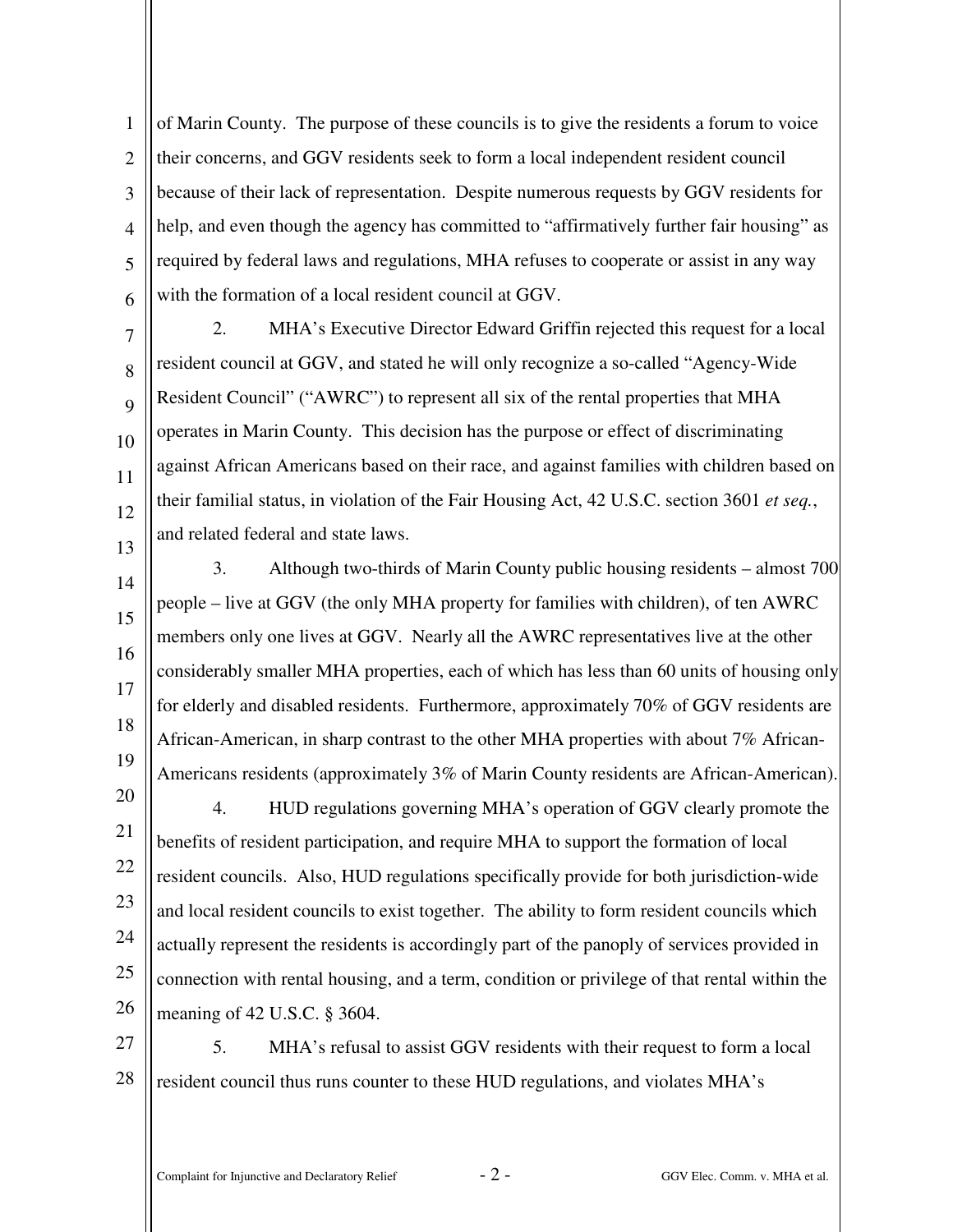of Marin County. The purpose of these councils is to give the residents a forum to voice their concerns, and GGV residents seek to form a local independent resident council because of their lack of representation. Despite numerous requests by GGV residents for help, and even though the agency has committed to "affirmatively further fair housing" as required by federal laws and regulations, MHA refuses to cooperate or assist in any way with the formation of a local resident council at GGV.

2. MHA's Executive Director Edward Griffin rejected this request for a local resident council at GGV, and stated he will only recognize a so-called "Agency-Wide Resident Council" ("AWRC") to represent all six of the rental properties that MHA operates in Marin County. This decision has the purpose or effect of discriminating against African Americans based on their race, and against families with children based on their familial status, in violation of the Fair Housing Act, 42 U.S.C. section 3601 *et seq.*, and related federal and state laws.

3. Although two-thirds of Marin County public housing residents – almost 700 people – live at GGV (the only MHA property for families with children), of ten AWRC members only one lives at GGV. Nearly all the AWRC representatives live at the other considerably smaller MHA properties, each of which has less than 60 units of housing only for elderly and disabled residents. Furthermore, approximately 70% of GGV residents are African-American, in sharp contrast to the other MHA properties with about 7% African-Americans residents (approximately 3% of Marin County residents are African-American).

4. HUD regulations governing MHA's operation of GGV clearly promote the benefits of resident participation, and require MHA to support the formation of local resident councils. Also, HUD regulations specifically provide for both jurisdiction-wide and local resident councils to exist together. The ability to form resident councils which actually represent the residents is accordingly part of the panoply of services provided in connection with rental housing, and a term, condition or privilege of that rental within the meaning of 42 U.S.C. § 3604.

5. MHA's refusal to assist GGV residents with their request to form a local resident council thus runs counter to these HUD regulations, and violates MHA's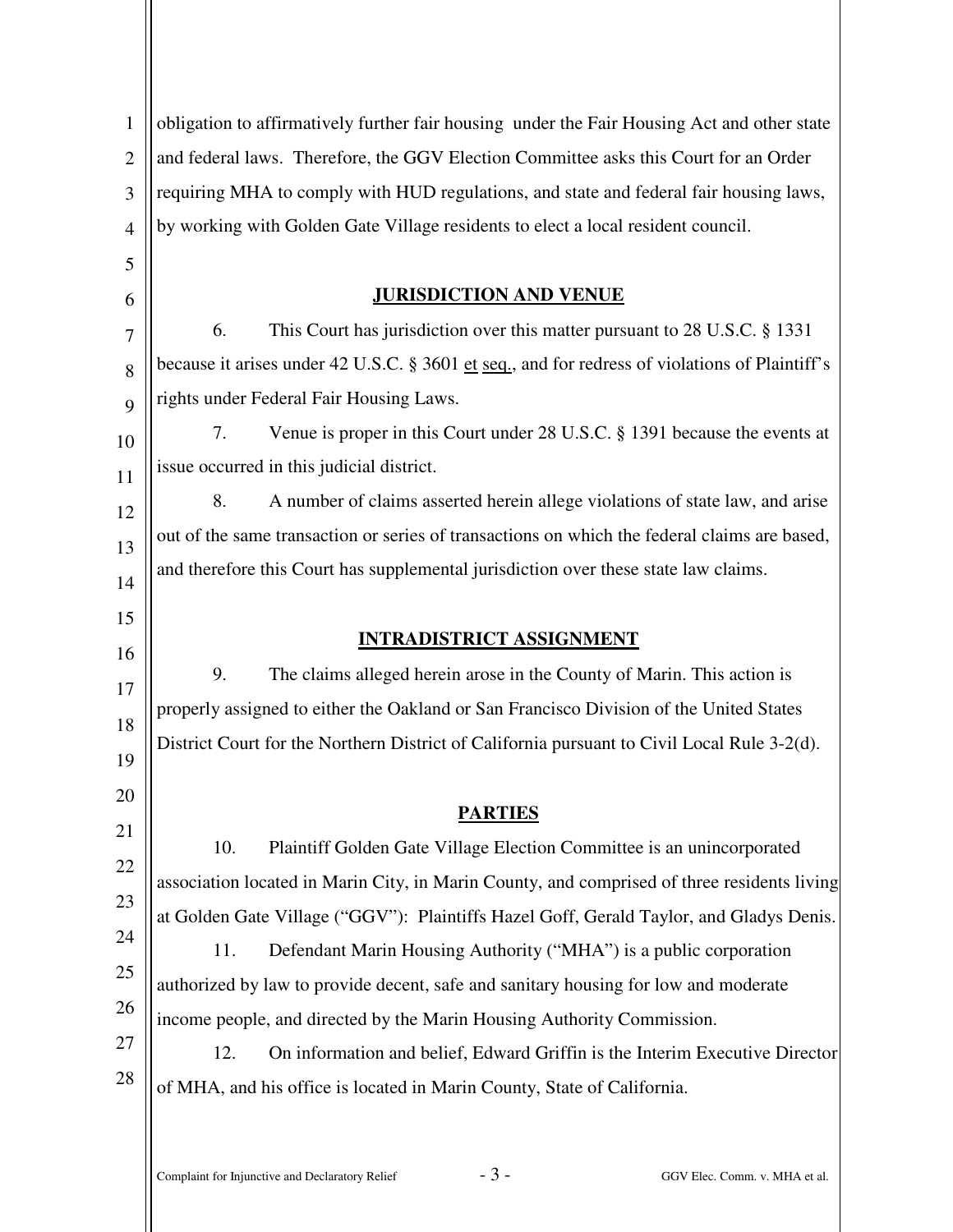obligation to affirmatively further fair housing under the Fair Housing Act and other state and federal laws. Therefore, the GGV Election Committee asks this Court for an Order requiring MHA to comply with HUD regulations, and state and federal fair housing laws, by working with Golden Gate Village residents to elect a local resident council.

## JURISDICTION AND VENUE

6. This Court has jurisdiction over this matter pursuant to 28 U.S.C. § 1331 because it arises under 42 U.S.C. § 3601 et seq., and for redress of violations of Plaintiff's rights under Federal Fair Housing Laws.

7. Venue is proper in this Court under 28 U.S.C. § 1391 because the events at issue occurred in this judicial district.

8. A number of claims asserted herein allege violations of state law, and arise out of the same transaction or series of transactions on which the federal claims are based, and therefore this Court has supplemental jurisdiction over these state law claims.

## INTRADISTRICT ASSIGNMENT

9. The claims alleged herein arose in the County of Marin. This action is properly assigned to either the Oakland or San Francisco Division of the United States District Court for the Northern District of California pursuant to Civil Local Rule 3-2(d).

## PARTIES

10. Plaintiff Golden Gate Village Election Committee is an unincorporated association located in Marin City, in Marin County, and comprised of three residents living at Golden Gate Village ("GGV"): Plaintiffs Hazel Goff, Gerald Taylor, and Gladys Denis.

11. Defendant Marin Housing Authority ("MHA") is a public corporation authorized by law to provide decent, safe and sanitary housing for low and moderate income people, and directed by the Marin Housing Authority Commission.

12. On information and belief, Edward Griffin is the Interim Executive Director of MHA, and his office is located in Marin County, State of California.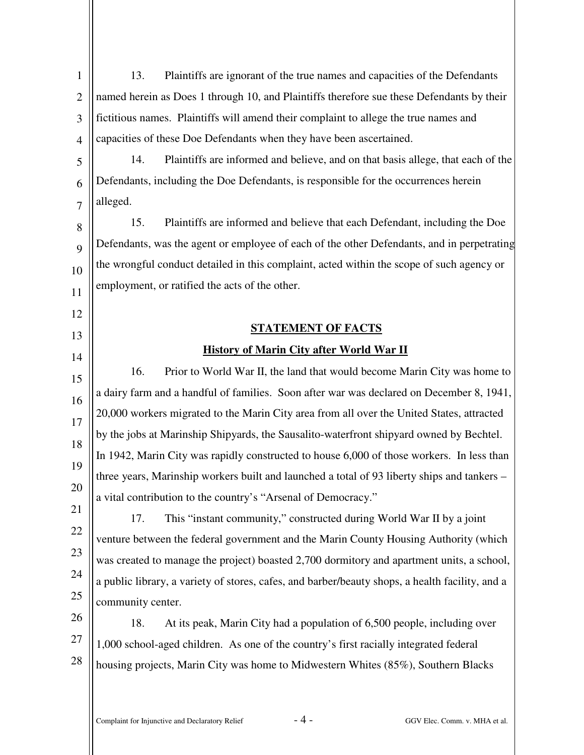13. Plaintiffs are ignorant of the true names and capacities of the Defendants named herein as Does 1 through 10, and Plaintiffs therefore sue these Defendants by their fictitious names. Plaintiffs will amend their complaint to allege the true names and capacities of these Doe Defendants when they have been ascertained.

14. Plaintiffs are informed and believe, and on that basis allege, that each of the Defendants, including the Doe Defendants, is responsible for the occurrences herein alleged.

15. Plaintiffs are informed and believe that each Defendant, including the Doe Defendants, was the agent or employee of each of the other Defendants, and in perpetrating the wrongful conduct detailed in this complaint, acted within the scope of such agency or employment, or ratified the acts of the other.

## **STATEMENT OF FACTS**

### **History of Marin City after World War II**

16. Prior to World War II, the land that would become Marin City was home to a dairy farm and a handful of families. Soon after war was declared on December 8, 1941, 20,000 workers migrated to the Marin City area from all over the United States, attracted by the jobs at Marinship Shipyards, the Sausalito-waterfront shipyard owned by Bechtel. In 1942, Marin City was rapidly constructed to house 6,000 of those workers. In less than three years, Marinship workers built and launched a total of 93 liberty ships and tankers – a vital contribution to the country's "Arsenal of Democracy."

17. This "instant community," constructed during World War II by a joint venture between the federal government and the Marin County Housing Authority (which was created to manage the project) boasted 2,700 dormitory and apartment units, a school, a public library, a variety of stores, cafes, and barber/beauty shops, a health facility, and a community center.

18. At its peak, Marin City had a population of 6,500 people, including over 1,000 school-aged children. As one of the country's first racially integrated federal housing projects, Marin City was home to Midwestern Whites (85%), Southern Blacks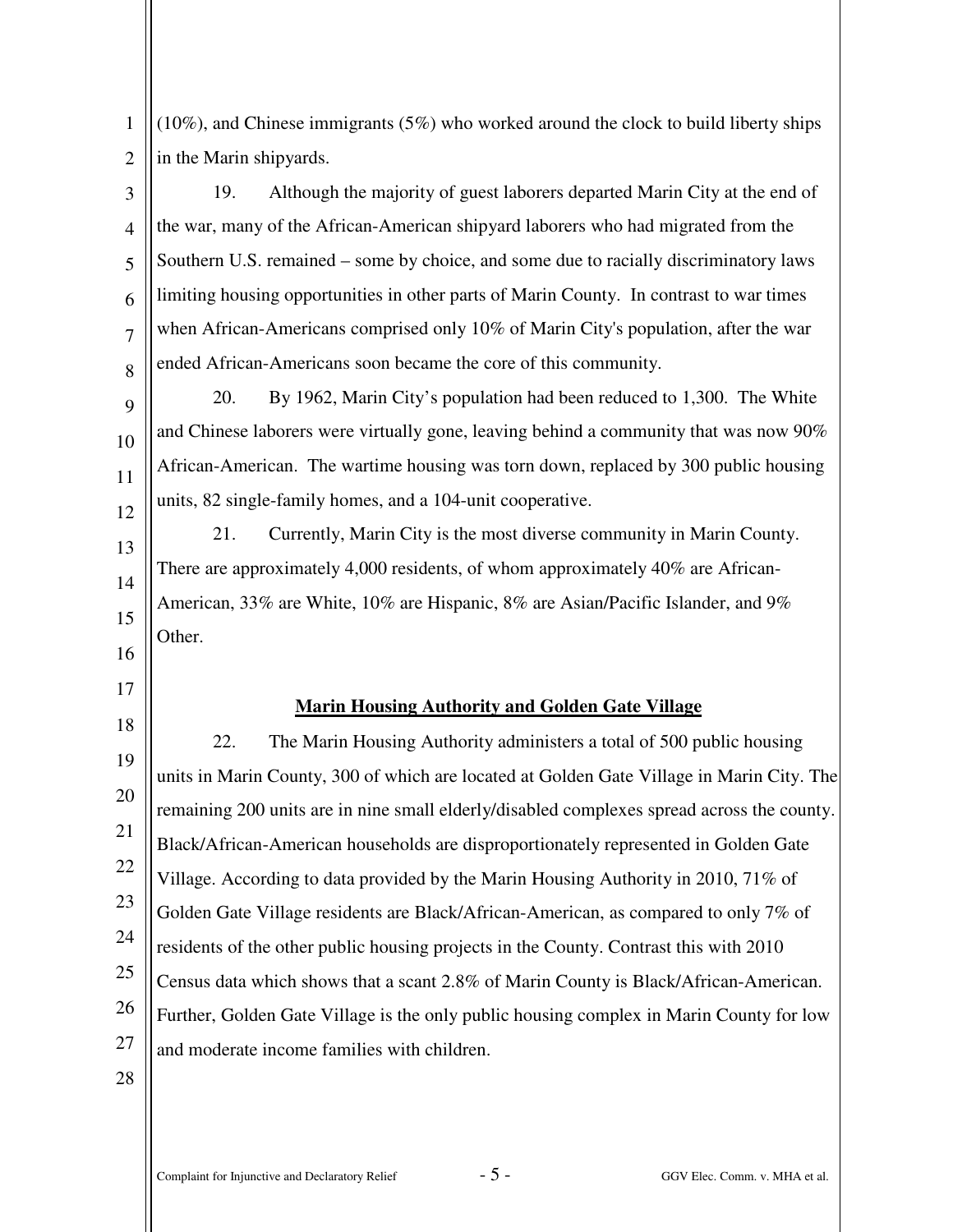(10%), and Chinese immigrants (5%) who worked around the clock to build liberty ships in the Marin shipyards.

19. Although the majority of guest laborers departed Marin City at the end of the war, many of the African-American shipyard laborers who had migrated from the Southern U.S. remained – some by choice, and some due to racially discriminatory laws limiting housing opportunities in other parts of Marin County. In contrast to war times when African-Americans comprised only 10% of Marin City's population, after the war ended African-Americans soon became the core of this community.

20. By 1962, Marin City's population had been reduced to 1,300. The White and Chinese laborers were virtually gone, leaving behind a community that was now 90% African-American. The wartime housing was torn down, replaced by 300 public housing units, 82 single-family homes, and a 104-unit cooperative.

21. Currently, Marin City is the most diverse community in Marin County. There are approximately 4,000 residents, of whom approximately 40% are African-American, 33% are White, 10% are Hispanic, 8% are Asian/Pacific Islander, and 9% Other.

**Marin Housing Authority and Golden Gate Village**

22. The Marin Housing Authority administers a total of 500 public housing units in Marin County, 300 of which are located at Golden Gate Village in Marin City. The remaining 200 units are in nine small elderly/disabled complexes spread across the county. Black/African-American households are disproportionately represented in Golden Gate Village. According to data provided by the Marin Housing Authority in 2010, 71% of Golden Gate Village residents are Black/African-American, as compared to only 7% of residents of the other public housing projects in the County. Contrast this with 2010 Census data which shows that a scant 2.8% of Marin County is Black/African-American. Further, Golden Gate Village is the only public housing complex in Marin County for low and moderate income families with children.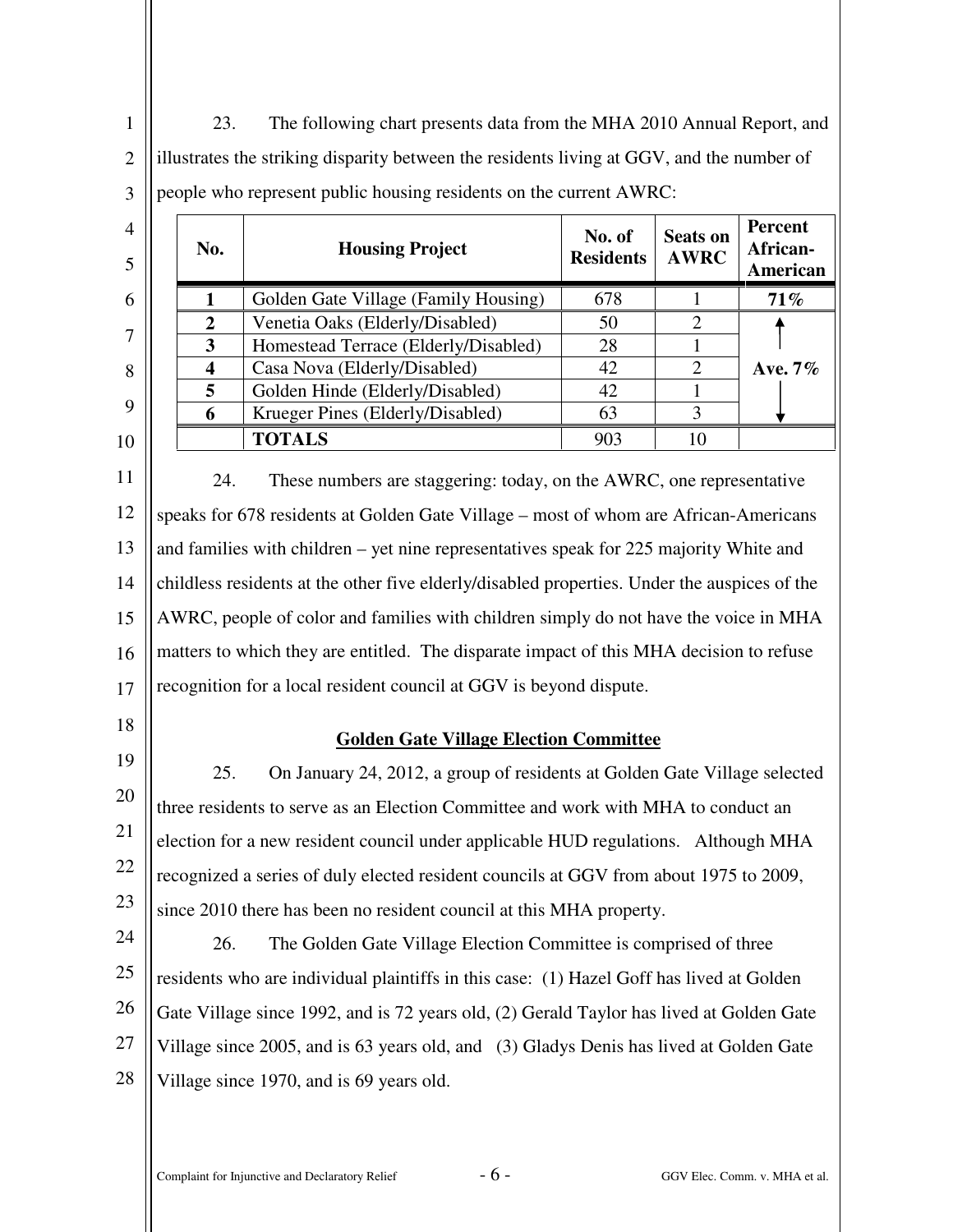23. The following chart presents data from the MHA 2010 Annual Report, and illustrates the striking disparity between the residents living at GGV, and the number of people who represent public housing residents on the current AWRC:

| No. | Housing Project | No. of Residents | Seats on AWRC | Percent African-American |
|---|---|---|---|---|
| **1** | Golden Gate Village (Family Housing) | 678 | 1 | **71%** |
| **2** | Venetia Oaks (Elderly/Disabled) | 50 | 2 | |
| **3** | Homestead Terrace (Elderly/Disabled) | 28 | 1 | |
| **4** | Casa Nova (Elderly/Disabled) | 42 | 2 | **Ave. 7%** |
| **5** | Golden Hinde (Elderly/Disabled) | 42 | 1 | |
| **6** | Krueger Pines (Elderly/Disabled) | 63 | 3 | |
| | **TOTALS** | 903 | 10 | |

24. These numbers are staggering: today, on the AWRC, one representative speaks for 678 residents at Golden Gate Village – most of whom are African-Americans and families with children – yet nine representatives speak for 225 majority White and childless residents at the other five elderly/disabled properties. Under the auspices of the AWRC, people of color and families with children simply do not have the voice in MHA matters to which they are entitled. The disparate impact of this MHA decision to refuse recognition for a local resident council at GGV is beyond dispute.

**Golden Gate Village Election Committee**

25. On January 24, 2012, a group of residents at Golden Gate Village selected three residents to serve as an Election Committee and work with MHA to conduct an election for a new resident council under applicable HUD regulations. Although MHA recognized a series of duly elected resident councils at GGV from about 1975 to 2009, since 2010 there has been no resident council at this MHA property.

26. The Golden Gate Village Election Committee is comprised of three residents who are individual plaintiffs in this case: (1) Hazel Goff has lived at Golden Gate Village since 1992, and is 72 years old, (2) Gerald Taylor has lived at Golden Gate Village since 2005, and is 63 years old, and (3) Gladys Denis has lived at Golden Gate Village since 1970, and is 69 years old.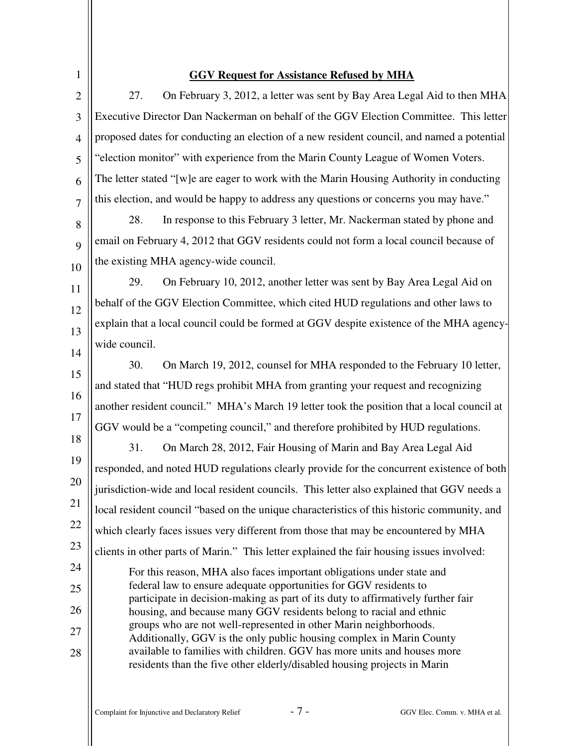**GGV Request for Assistance Refused by MHA**

27. On February 3, 2012, a letter was sent by Bay Area Legal Aid to then MHA Executive Director Dan Nackerman on behalf of the GGV Election Committee. This letter proposed dates for conducting an election of a new resident council, and named a potential "election monitor" with experience from the Marin County League of Women Voters. The letter stated "[w]e are eager to work with the Marin Housing Authority in conducting this election, and would be happy to address any questions or concerns you may have."

28. In response to this February 3 letter, Mr. Nackerman stated by phone and email on February 4, 2012 that GGV residents could not form a local council because of the existing MHA agency-wide council.

29. On February 10, 2012, another letter was sent by Bay Area Legal Aid on behalf of the GGV Election Committee, which cited HUD regulations and other laws to explain that a local council could be formed at GGV despite existence of the MHA agency-wide council.

30. On March 19, 2012, counsel for MHA responded to the February 10 letter, and stated that "HUD regs prohibit MHA from granting your request and recognizing another resident council." MHA's March 19 letter took the position that a local council at GGV would be a "competing council," and therefore prohibited by HUD regulations.

31. On March 28, 2012, Fair Housing of Marin and Bay Area Legal Aid responded, and noted HUD regulations clearly provide for the concurrent existence of both jurisdiction-wide and local resident councils. This letter also explained that GGV needs a local resident council "based on the unique characteristics of this historic community, and which clearly faces issues very different from those that may be encountered by MHA clients in other parts of Marin." This letter explained the fair housing issues involved:

> For this reason, MHA also faces important obligations under state and federal law to ensure adequate opportunities for GGV residents to participate in decision-making as part of its duty to affirmatively further fair housing, and because many GGV residents belong to racial and ethnic groups who are not well-represented in other Marin neighborhoods. Additionally, GGV is the only public housing complex in Marin County available to families with children. GGV has more units and houses more residents than the five other elderly/disabled housing projects in Marin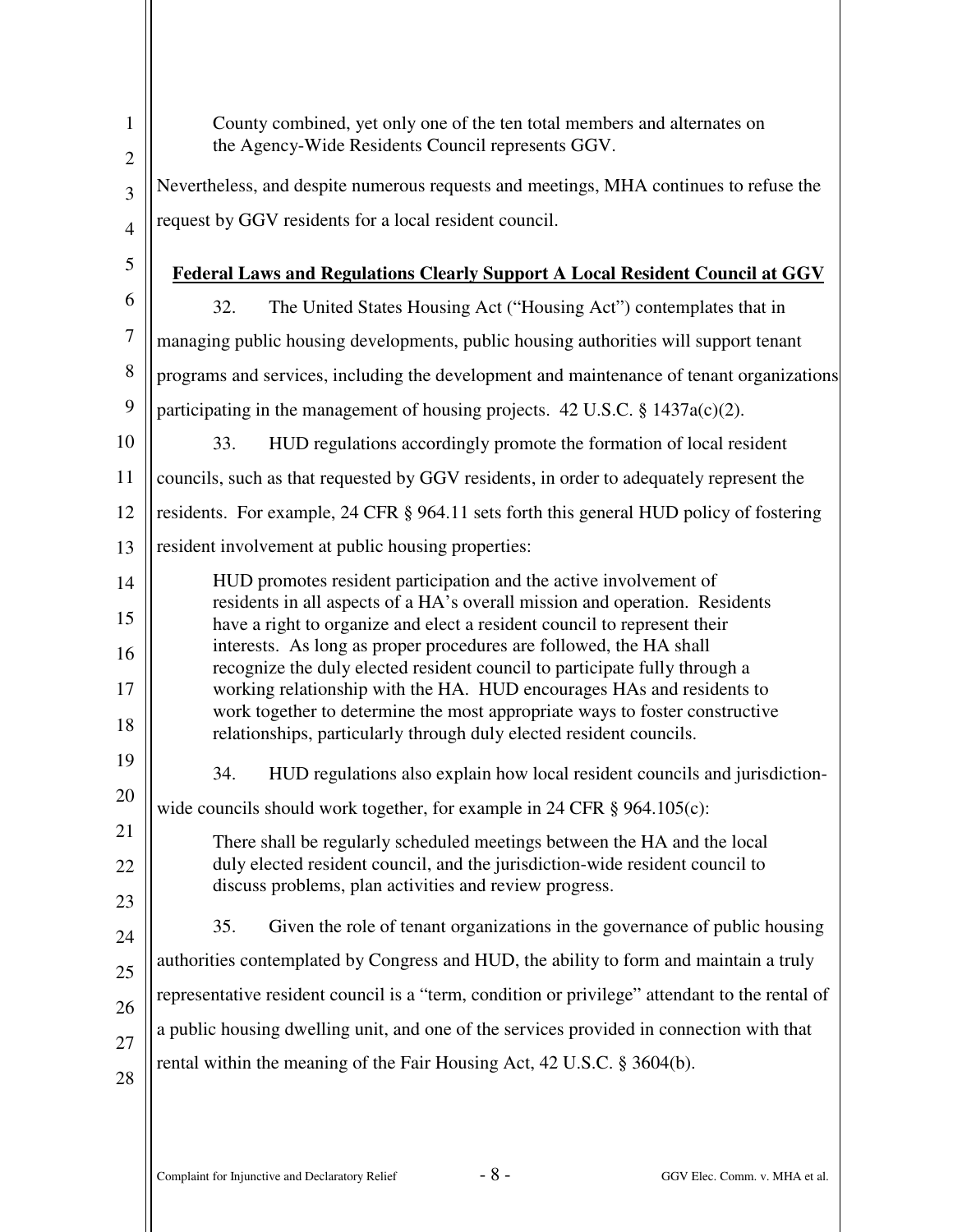> County combined, yet only one of the ten total members and alternates on the Agency-Wide Residents Council represents GGV.

Nevertheless, and despite numerous requests and meetings, MHA continues to refuse the request by GGV residents for a local resident council.

**Federal Laws and Regulations Clearly Support A Local Resident Council at GGV**

32. The United States Housing Act ("Housing Act") contemplates that in managing public housing developments, public housing authorities will support tenant programs and services, including the development and maintenance of tenant organizations participating in the management of housing projects. 42 U.S.C. § 1437a(c)(2).

33. HUD regulations accordingly promote the formation of local resident councils, such as that requested by GGV residents, in order to adequately represent the residents. For example, 24 CFR § 964.11 sets forth this general HUD policy of fostering resident involvement at public housing properties:

> HUD promotes resident participation and the active involvement of residents in all aspects of a HA's overall mission and operation. Residents have a right to organize and elect a resident council to represent their interests. As long as proper procedures are followed, the HA shall recognize the duly elected resident council to participate fully through a working relationship with the HA. HUD encourages HAs and residents to work together to determine the most appropriate ways to foster constructive relationships, particularly through duly elected resident councils.

34. HUD regulations also explain how local resident councils and jurisdiction-wide councils should work together, for example in 24 CFR § 964.105(c):

> There shall be regularly scheduled meetings between the HA and the local duly elected resident council, and the jurisdiction-wide resident council to discuss problems, plan activities and review progress.

35. Given the role of tenant organizations in the governance of public housing authorities contemplated by Congress and HUD, the ability to form and maintain a truly representative resident council is a "term, condition or privilege" attendant to the rental of a public housing dwelling unit, and one of the services provided in connection with that rental within the meaning of the Fair Housing Act, 42 U.S.C. § 3604(b).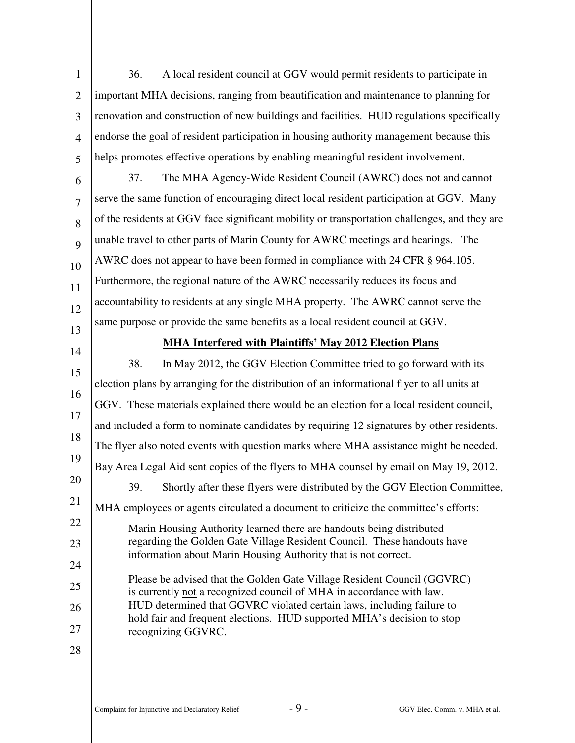36. A local resident council at GGV would permit residents to participate in important MHA decisions, ranging from beautification and maintenance to planning for renovation and construction of new buildings and facilities. HUD regulations specifically endorse the goal of resident participation in housing authority management because this helps promotes effective operations by enabling meaningful resident involvement.

37. The MHA Agency-Wide Resident Council (AWRC) does not and cannot serve the same function of encouraging direct local resident participation at GGV. Many of the residents at GGV face significant mobility or transportation challenges, and they are unable travel to other parts of Marin County for AWRC meetings and hearings. The AWRC does not appear to have been formed in compliance with 24 CFR § 964.105. Furthermore, the regional nature of the AWRC necessarily reduces its focus and accountability to residents at any single MHA property. The AWRC cannot serve the same purpose or provide the same benefits as a local resident council at GGV.

**MHA Interfered with Plaintiffs' May 2012 Election Plans**

38. In May 2012, the GGV Election Committee tried to go forward with its election plans by arranging for the distribution of an informational flyer to all units at GGV. These materials explained there would be an election for a local resident council, and included a form to nominate candidates by requiring 12 signatures by other residents. The flyer also noted events with question marks where MHA assistance might be needed. Bay Area Legal Aid sent copies of the flyers to MHA counsel by email on May 19, 2012.

39. Shortly after these flyers were distributed by the GGV Election Committee, MHA employees or agents circulated a document to criticize the committee's efforts:

> Marin Housing Authority learned there are handouts being distributed regarding the Golden Gate Village Resident Council. These handouts have information about Marin Housing Authority that is not correct.
>
> Please be advised that the Golden Gate Village Resident Council (GGVRC) is currently not a recognized council of MHA in accordance with law. HUD determined that GGVRC violated certain laws, including failure to hold fair and frequent elections. HUD supported MHA's decision to stop recognizing GGVRC.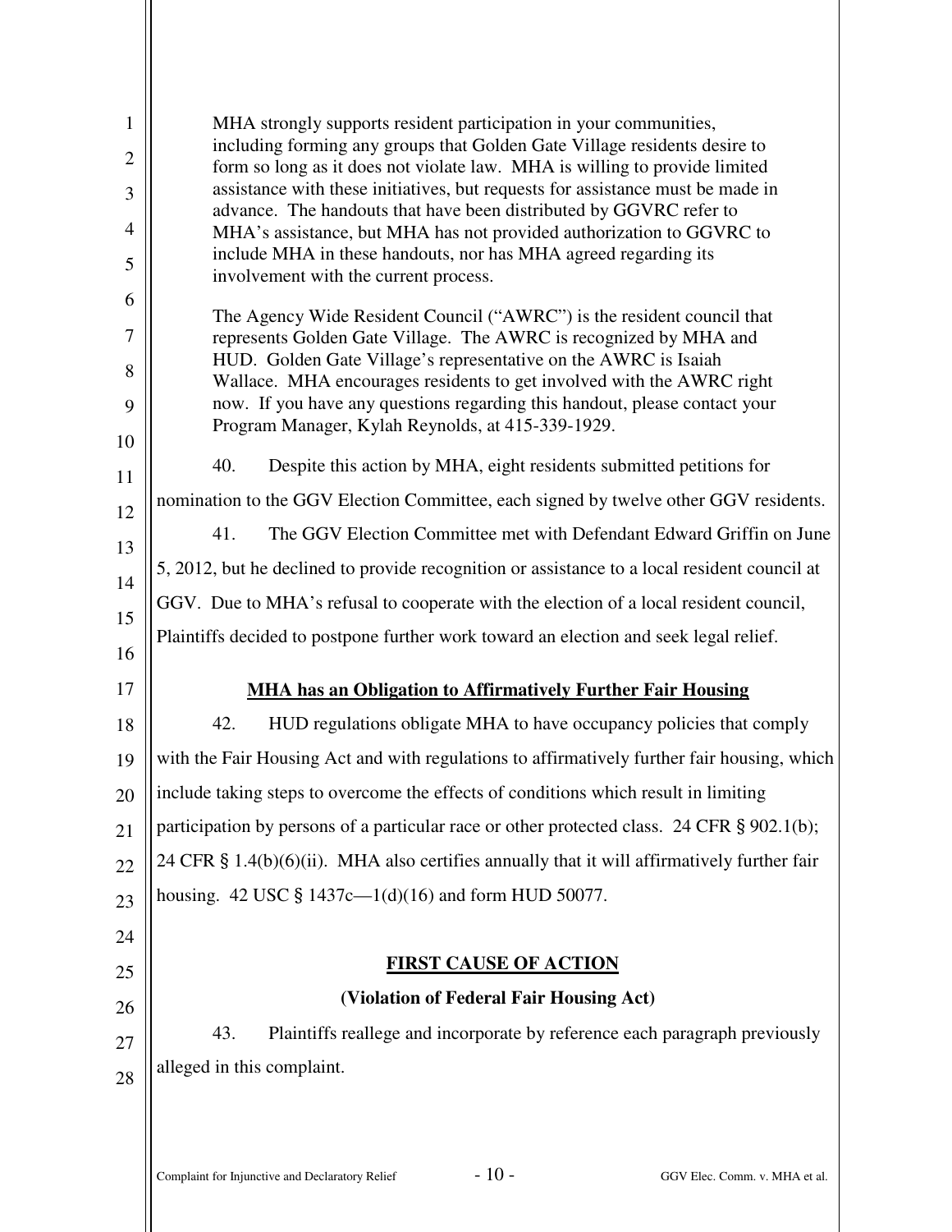> MHA strongly supports resident participation in your communities, including forming any groups that Golden Gate Village residents desire to form so long as it does not violate law. MHA is willing to provide limited assistance with these initiatives, but requests for assistance must be made in advance. The handouts that have been distributed by GGVRC refer to MHA's assistance, but MHA has not provided authorization to GGVRC to include MHA in these handouts, nor has MHA agreed regarding its involvement with the current process.
>
> The Agency Wide Resident Council ("AWRC") is the resident council that represents Golden Gate Village. The AWRC is recognized by MHA and HUD. Golden Gate Village's representative on the AWRC is Isaiah Wallace. MHA encourages residents to get involved with the AWRC right now. If you have any questions regarding this handout, please contact your Program Manager, Kylah Reynolds, at 415-339-1929.

40. Despite this action by MHA, eight residents submitted petitions for nomination to the GGV Election Committee, each signed by twelve other GGV residents.

41. The GGV Election Committee met with Defendant Edward Griffin on June 5, 2012, but he declined to provide recognition or assistance to a local resident council at GGV. Due to MHA's refusal to cooperate with the election of a local resident council, Plaintiffs decided to postpone further work toward an election and seek legal relief.

**MHA has an Obligation to Affirmatively Further Fair Housing**

42. HUD regulations obligate MHA to have occupancy policies that comply with the Fair Housing Act and with regulations to affirmatively further fair housing, which include taking steps to overcome the effects of conditions which result in limiting participation by persons of a particular race or other protected class. 24 CFR § 902.1(b); 24 CFR § 1.4(b)(6)(ii). MHA also certifies annually that it will affirmatively further fair housing. 42 USC § 1437c—1(d)(16) and form HUD 50077.

**FIRST CAUSE OF ACTION**

**(Violation of Federal Fair Housing Act)**

43. Plaintiffs reallege and incorporate by reference each paragraph previously alleged in this complaint.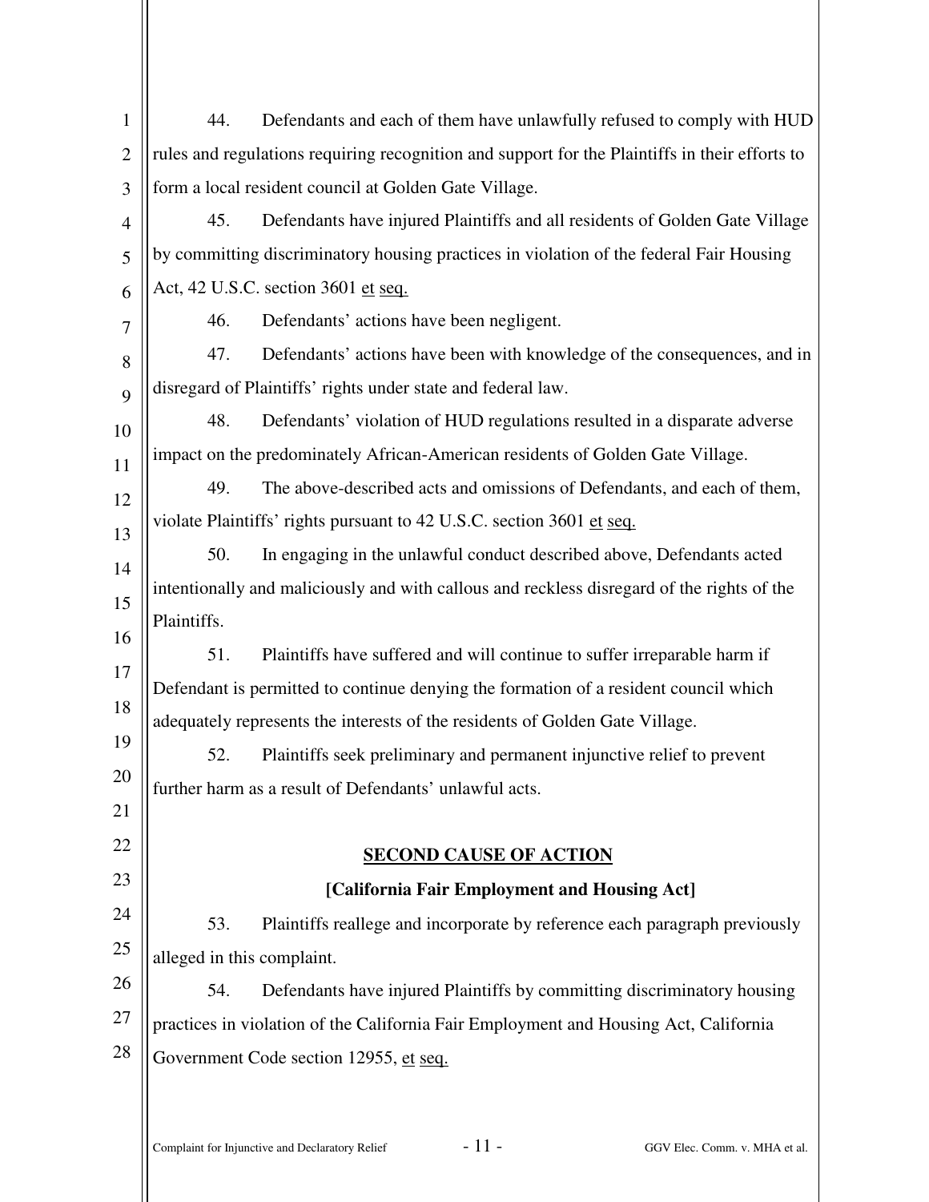44. Defendants and each of them have unlawfully refused to comply with HUD rules and regulations requiring recognition and support for the Plaintiffs in their efforts to form a local resident council at Golden Gate Village.

45. Defendants have injured Plaintiffs and all residents of Golden Gate Village by committing discriminatory housing practices in violation of the federal Fair Housing Act, 42 U.S.C. section 3601 et seq.

46. Defendants' actions have been negligent.

47. Defendants' actions have been with knowledge of the consequences, and in disregard of Plaintiffs' rights under state and federal law.

48. Defendants' violation of HUD regulations resulted in a disparate adverse impact on the predominately African-American residents of Golden Gate Village.

49. The above-described acts and omissions of Defendants, and each of them, violate Plaintiffs' rights pursuant to 42 U.S.C. section 3601 et seq.

50. In engaging in the unlawful conduct described above, Defendants acted intentionally and maliciously and with callous and reckless disregard of the rights of the Plaintiffs.

51. Plaintiffs have suffered and will continue to suffer irreparable harm if Defendant is permitted to continue denying the formation of a resident council which adequately represents the interests of the residents of Golden Gate Village.

52. Plaintiffs seek preliminary and permanent injunctive relief to prevent further harm as a result of Defendants' unlawful acts.

## SECOND CAUSE OF ACTION

### [California Fair Employment and Housing Act]

53. Plaintiffs reallege and incorporate by reference each paragraph previously alleged in this complaint.

54. Defendants have injured Plaintiffs by committing discriminatory housing practices in violation of the California Fair Employment and Housing Act, California Government Code section 12955, et seq.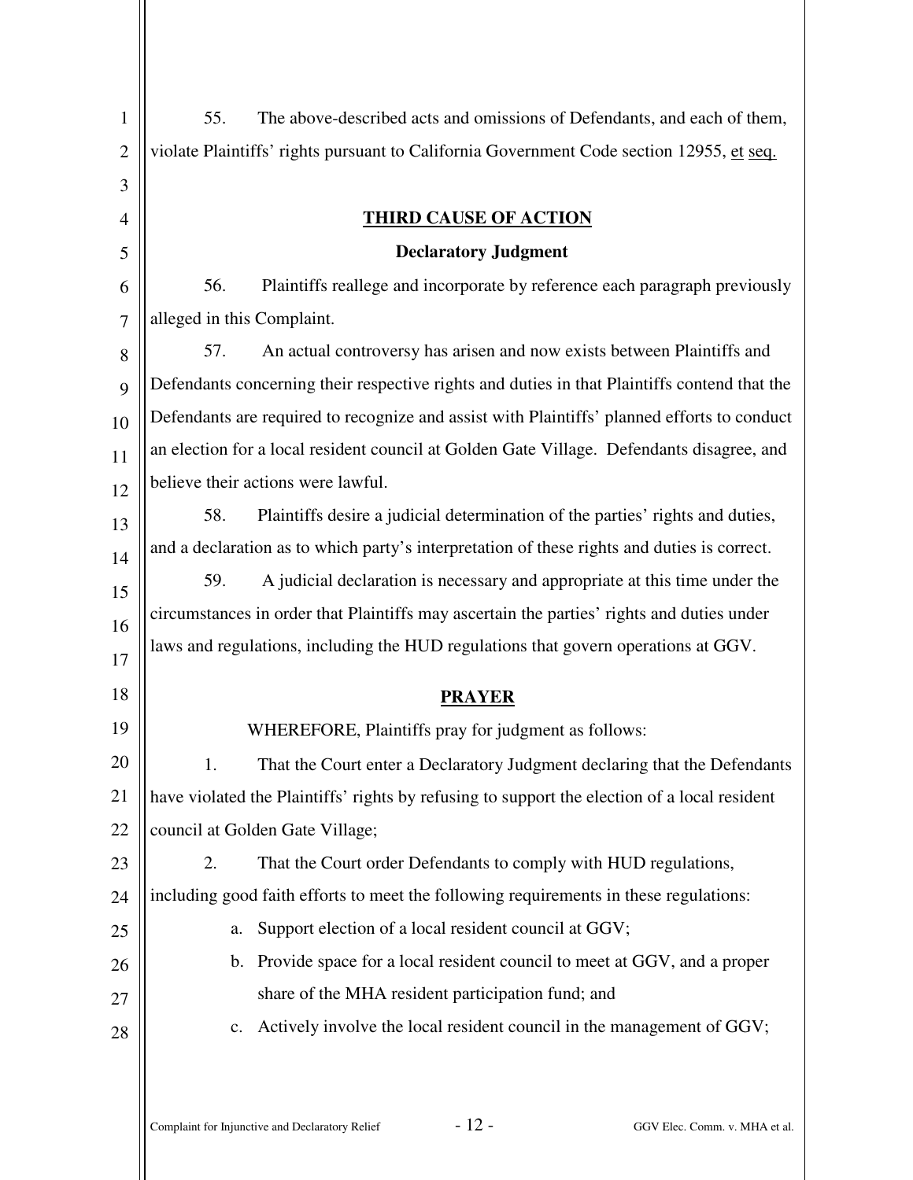55. The above-described acts and omissions of Defendants, and each of them, violate Plaintiffs' rights pursuant to California Government Code section 12955, et seq.

## THIRD CAUSE OF ACTION

### Declaratory Judgment

56. Plaintiffs reallege and incorporate by reference each paragraph previously alleged in this Complaint.

57. An actual controversy has arisen and now exists between Plaintiffs and Defendants concerning their respective rights and duties in that Plaintiffs contend that the Defendants are required to recognize and assist with Plaintiffs' planned efforts to conduct an election for a local resident council at Golden Gate Village. Defendants disagree, and believe their actions were lawful.

58. Plaintiffs desire a judicial determination of the parties' rights and duties, and a declaration as to which party's interpretation of these rights and duties is correct.

59. A judicial declaration is necessary and appropriate at this time under the circumstances in order that Plaintiffs may ascertain the parties' rights and duties under laws and regulations, including the HUD regulations that govern operations at GGV.

## PRAYER

WHEREFORE, Plaintiffs pray for judgment as follows:

1. That the Court enter a Declaratory Judgment declaring that the Defendants have violated the Plaintiffs' rights by refusing to support the election of a local resident council at Golden Gate Village;

2. That the Court order Defendants to comply with HUD regulations, including good faith efforts to meet the following requirements in these regulations:

   a. Support election of a local resident council at GGV;

   b. Provide space for a local resident council to meet at GGV, and a proper share of the MHA resident participation fund; and

   c. Actively involve the local resident council in the management of GGV;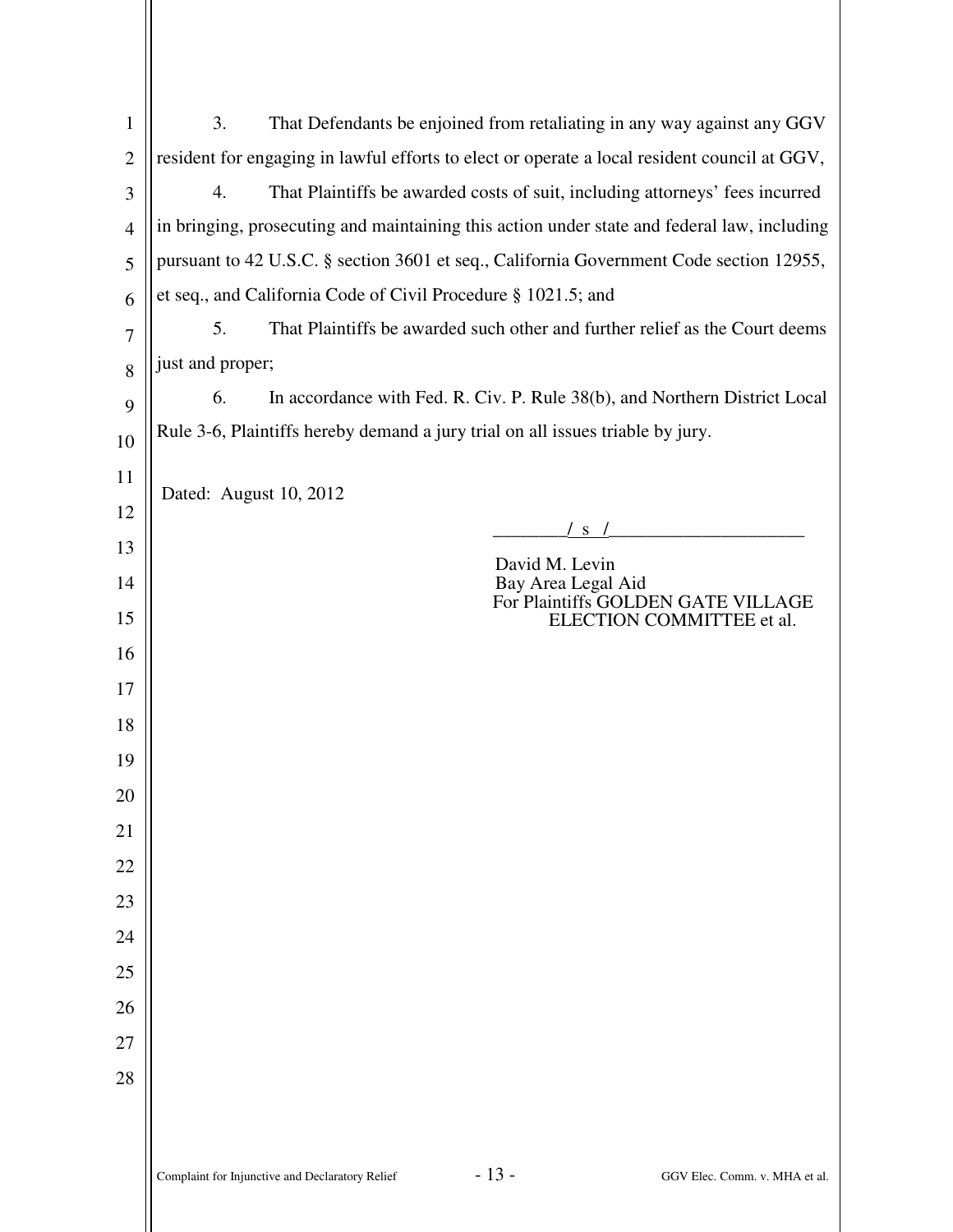3. That Defendants be enjoined from retaliating in any way against any GGV resident for engaging in lawful efforts to elect or operate a local resident council at GGV,

4. That Plaintiffs be awarded costs of suit, including attorneys' fees incurred in bringing, prosecuting and maintaining this action under state and federal law, including pursuant to 42 U.S.C. § section 3601 et seq., California Government Code section 12955, et seq., and California Code of Civil Procedure § 1021.5; and

5. That Plaintiffs be awarded such other and further relief as the Court deems just and proper;

6. In accordance with Fed. R. Civ. P. Rule 38(b), and Northern District Local Rule 3-6, Plaintiffs hereby demand a jury trial on all issues triable by jury.

Dated: August 10, 2012

/ s /

David M. Levin
Bay Area Legal Aid
For Plaintiffs GOLDEN GATE VILLAGE ELECTION COMMITTEE et al.